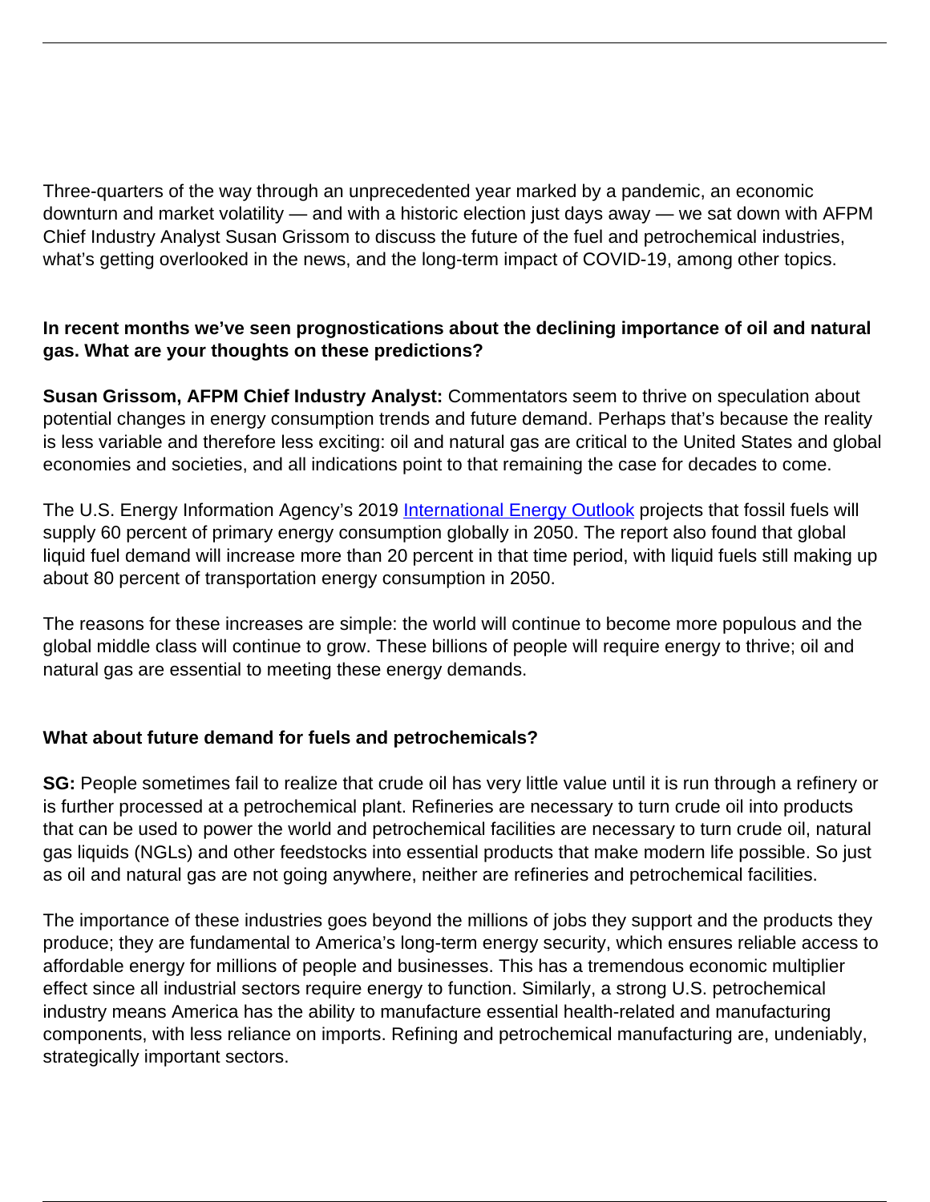Three-quarters of the way through an unprecedented year marked by a pandemic, an economic downturn and market volatility — and with a historic election just days away — we sat down with AFPM Chief Industry Analyst Susan Grissom to discuss the future of the fuel and petrochemical industries, what's getting overlooked in the news, and the long-term impact of COVID-19, among other topics.

**In recent months we've seen prognostications about the declining importance of oil and natural gas. What are your thoughts on these predictions?**

**Susan Grissom, AFPM Chief Industry Analyst:** Commentators seem to thrive on speculation about potential changes in energy consumption trends and future demand. Perhaps that's because the reality is less variable and therefore less exciting: oil and natural gas are critical to the United States and global economies and societies, and all indications point to that remaining the case for decades to come.

The U.S. Energy Information Agency's 2019 [International Energy Outlook] projects that fossil fuels will supply 60 percent of primary energy consumption globally in 2050. The report also found that global liquid fuel demand will increase more than 20 percent in that time period, with liquid fuels still making up about 80 percent of transportation energy consumption in 2050.

The reasons for these increases are simple: the world will continue to become more populous and the global middle class will continue to grow. These billions of people will require energy to thrive; oil and natural gas are essential to meeting these energy demands.

**What about future demand for fuels and petrochemicals?**

**SG:** People sometimes fail to realize that crude oil has very little value until it is run through a refinery or is further processed at a petrochemical plant. Refineries are necessary to turn crude oil into products that can be used to power the world and petrochemical facilities are necessary to turn crude oil, natural gas liquids (NGLs) and other feedstocks into essential products that make modern life possible. So just as oil and natural gas are not going anywhere, neither are refineries and petrochemical facilities.

The importance of these industries goes beyond the millions of jobs they support and the products they produce; they are fundamental to America's long-term energy security, which ensures reliable access to affordable energy for millions of people and businesses. This has a tremendous economic multiplier effect since all industrial sectors require energy to function. Similarly, a strong U.S. petrochemical industry means America has the ability to manufacture essential health-related and manufacturing components, with less reliance on imports. Refining and petrochemical manufacturing are, undeniably, strategically important sectors.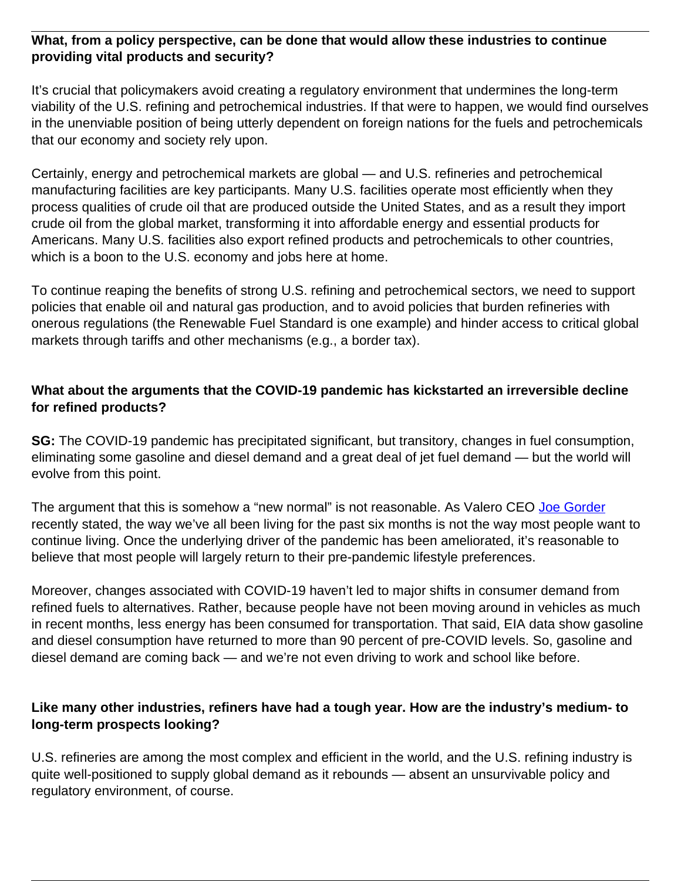**What, from a policy perspective, can be done that would allow these industries to continue providing vital products and security?**

It's crucial that policymakers avoid creating a regulatory environment that undermines the long-term viability of the U.S. refining and petrochemical industries. If that were to happen, we would find ourselves in the unenviable position of being utterly dependent on foreign nations for the fuels and petrochemicals that our economy and society rely upon.

Certainly, energy and petrochemical markets are global — and U.S. refineries and petrochemical manufacturing facilities are key participants. Many U.S. facilities operate most efficiently when they process qualities of crude oil that are produced outside the United States, and as a result they import crude oil from the global market, transforming it into affordable energy and essential products for Americans. Many U.S. facilities also export refined products and petrochemicals to other countries, which is a boon to the U.S. economy and jobs here at home.

To continue reaping the benefits of strong U.S. refining and petrochemical sectors, we need to support policies that enable oil and natural gas production, and to avoid policies that burden refineries with onerous regulations (the Renewable Fuel Standard is one example) and hinder access to critical global markets through tariffs and other mechanisms (e.g., a border tax).

**What about the arguments that the COVID-19 pandemic has kickstarted an irreversible decline for refined products?**

**SG:** The COVID-19 pandemic has precipitated significant, but transitory, changes in fuel consumption, eliminating some gasoline and diesel demand and a great deal of jet fuel demand — but the world will evolve from this point.

The argument that this is somehow a "new normal" is not reasonable. As Valero CEO [Joe Gorder]() recently stated, the way we've all been living for the past six months is not the way most people want to continue living. Once the underlying driver of the pandemic has been ameliorated, it's reasonable to believe that most people will largely return to their pre-pandemic lifestyle preferences.

Moreover, changes associated with COVID-19 haven't led to major shifts in consumer demand from refined fuels to alternatives. Rather, because people have not been moving around in vehicles as much in recent months, less energy has been consumed for transportation. That said, EIA data show gasoline and diesel consumption have returned to more than 90 percent of pre-COVID levels. So, gasoline and diesel demand are coming back — and we're not even driving to work and school like before.

**Like many other industries, refiners have had a tough year. How are the industry's medium- to long-term prospects looking?**

U.S. refineries are among the most complex and efficient in the world, and the U.S. refining industry is quite well-positioned to supply global demand as it rebounds — absent an unsurvivable policy and regulatory environment, of course.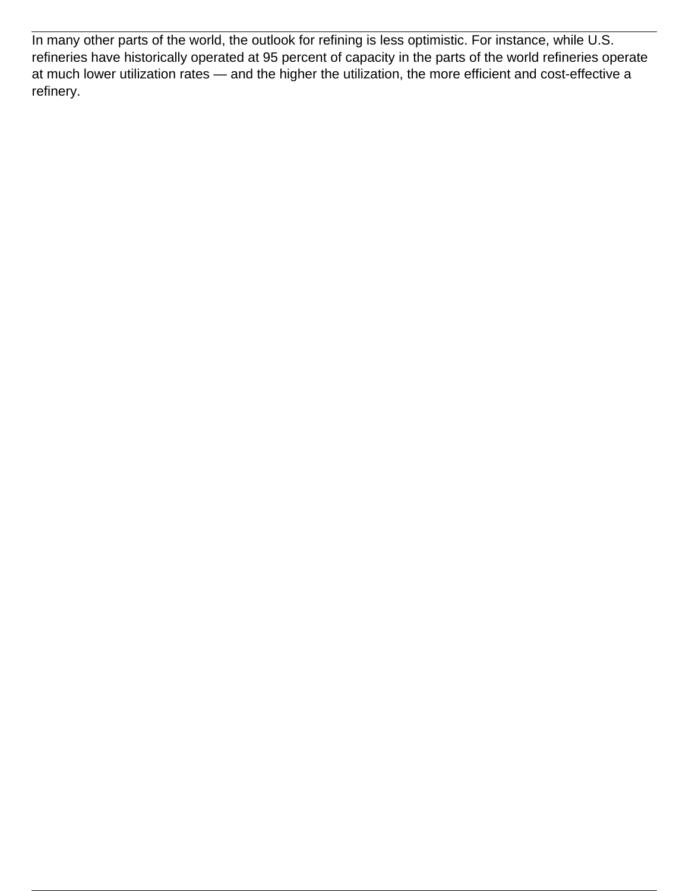In many other parts of the world, the outlook for refining is less optimistic. For instance, while U.S. refineries have historically operated at 95 percent of capacity in the parts of the world refineries operate at much lower utilization rates — and the higher the utilization, the more efficient and cost-effective a refinery.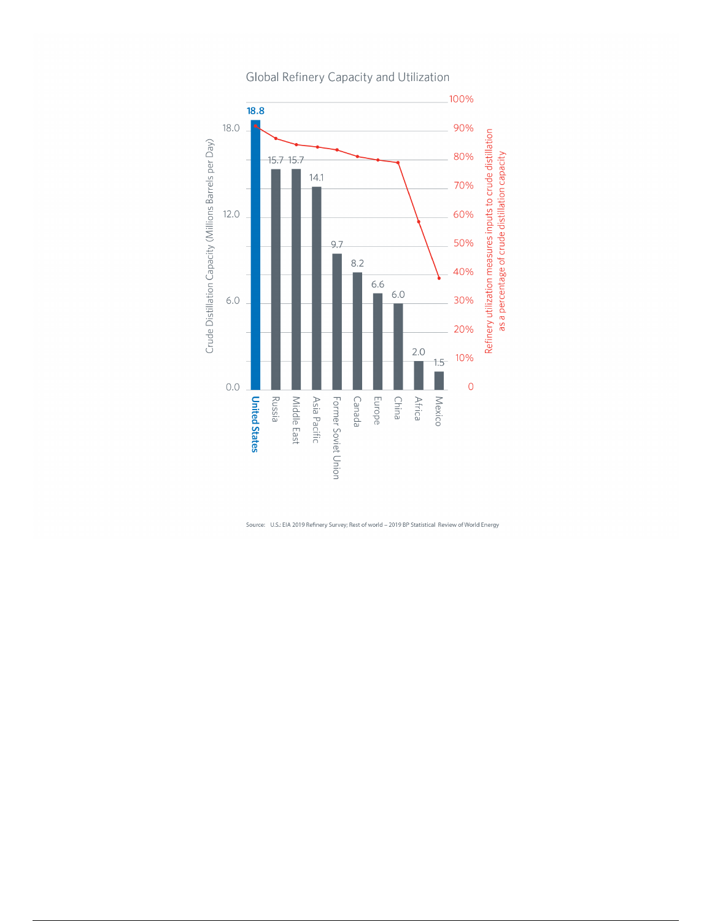## Global Refinery Capacity and Utilization

| Region | Crude Distillation Capacity (Millions Barrels per Day) |
|---|---|
| United States | 18.8 |
| Russia | 15.7 |
| Middle East | 15.7 |
| Asia Pacific | 14.1 |
| Former Soviet Union | 9.7 |
| Canada | 8.2 |
| Europe | 6.6 |
| China | 6.0 |
| Africa | 2.0 |
| Mexico | 1.5 |

Refinery utilization measures inputs to crude distillation as a percentage of crude distillation capacity

Source: U.S.: EIA 2019 Refinery Survey; Rest of world – 2019 BP Statistical Review of World Energy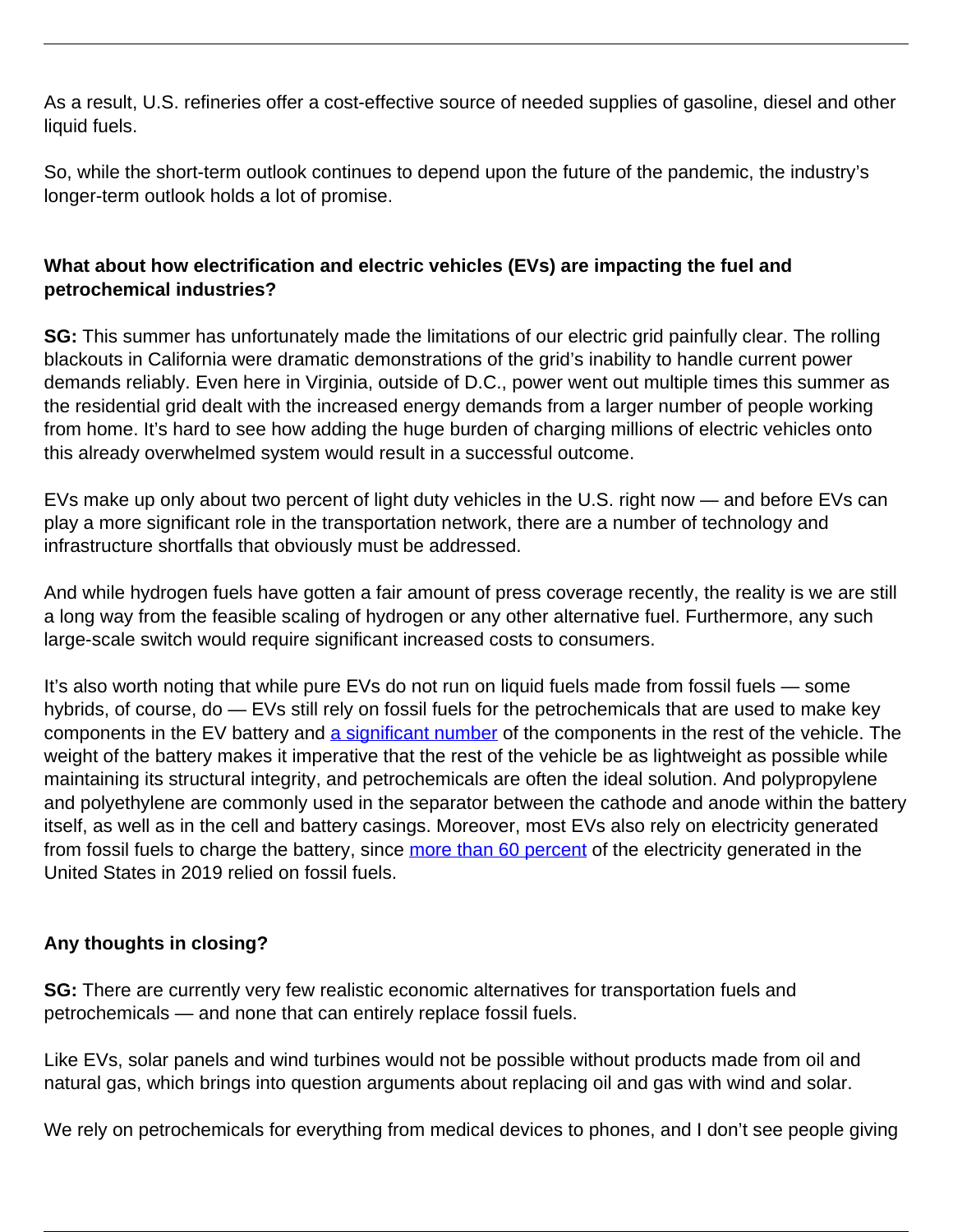As a result, U.S. refineries offer a cost-effective source of needed supplies of gasoline, diesel and other liquid fuels.

So, while the short-term outlook continues to depend upon the future of the pandemic, the industry's longer-term outlook holds a lot of promise.

**What about how electrification and electric vehicles (EVs) are impacting the fuel and petrochemical industries?**

**SG:** This summer has unfortunately made the limitations of our electric grid painfully clear. The rolling blackouts in California were dramatic demonstrations of the grid's inability to handle current power demands reliably. Even here in Virginia, outside of D.C., power went out multiple times this summer as the residential grid dealt with the increased energy demands from a larger number of people working from home. It's hard to see how adding the huge burden of charging millions of electric vehicles onto this already overwhelmed system would result in a successful outcome.

EVs make up only about two percent of light duty vehicles in the U.S. right now — and before EVs can play a more significant role in the transportation network, there are a number of technology and infrastructure shortfalls that obviously must be addressed.

And while hydrogen fuels have gotten a fair amount of press coverage recently, the reality is we are still a long way from the feasible scaling of hydrogen or any other alternative fuel. Furthermore, any such large-scale switch would require significant increased costs to consumers.

It's also worth noting that while pure EVs do not run on liquid fuels made from fossil fuels — some hybrids, of course, do — EVs still rely on fossil fuels for the petrochemicals that are used to make key components in the EV battery and a significant number of the components in the rest of the vehicle. The weight of the battery makes it imperative that the rest of the vehicle be as lightweight as possible while maintaining its structural integrity, and petrochemicals are often the ideal solution. And polypropylene and polyethylene are commonly used in the separator between the cathode and anode within the battery itself, as well as in the cell and battery casings. Moreover, most EVs also rely on electricity generated from fossil fuels to charge the battery, since more than 60 percent of the electricity generated in the United States in 2019 relied on fossil fuels.

**Any thoughts in closing?**

**SG:** There are currently very few realistic economic alternatives for transportation fuels and petrochemicals — and none that can entirely replace fossil fuels.

Like EVs, solar panels and wind turbines would not be possible without products made from oil and natural gas, which brings into question arguments about replacing oil and gas with wind and solar.

We rely on petrochemicals for everything from medical devices to phones, and I don't see people giving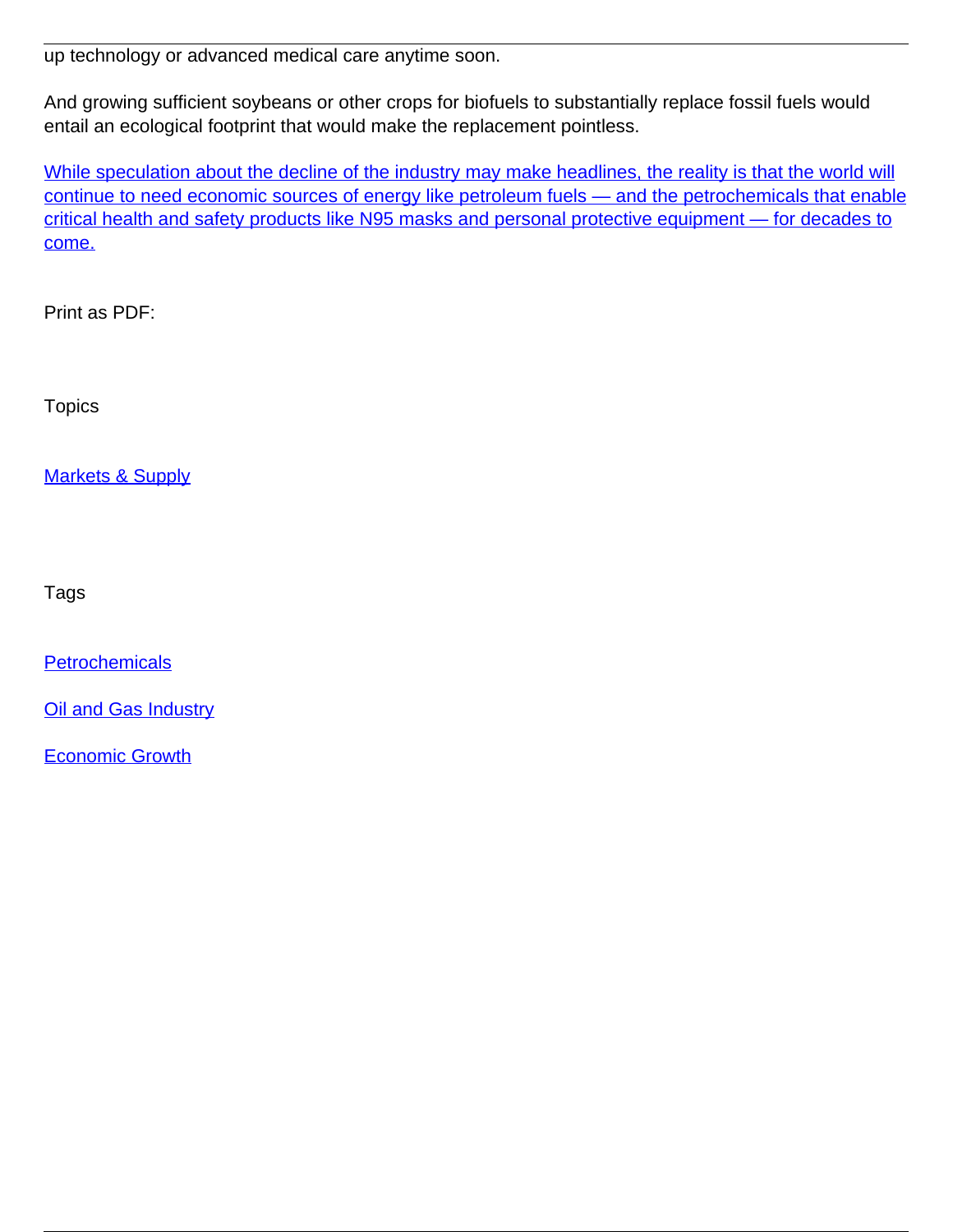up technology or advanced medical care anytime soon.

And growing sufficient soybeans or other crops for biofuels to substantially replace fossil fuels would entail an ecological footprint that would make the replacement pointless.

While speculation about the decline of the industry may make headlines, the reality is that the world will continue to need economic sources of energy like petroleum fuels — and the petrochemicals that enable critical health and safety products like N95 masks and personal protective equipment — for decades to come.

Print as PDF:

Topics

Markets & Supply

Tags

Petrochemicals

Oil and Gas Industry

Economic Growth